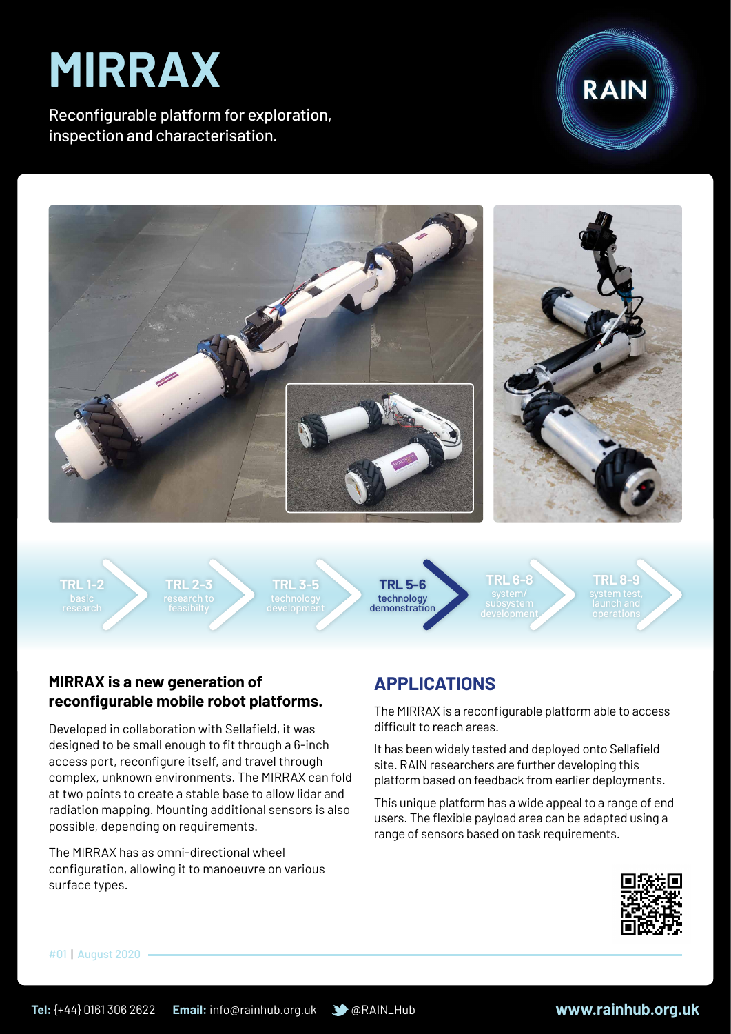# MIRRAX

Reconfigurable platform for exploration, inspection and characterisation.

RAIN

TRL 1-2 basic research | TRL 2-3 research to feasibilty | TRL 3-5 technology development | **TRL 5-6 technology demonstration** | TRL 6-8 system/ subsystem development | TRL 8-9 system test, launch and operations

**MIRRAX is a new generation of reconfigurable mobile robot platforms.**

Developed in collaboration with Sellafield, it was designed to be small enough to fit through a 6-inch access port, reconfigure itself, and travel through complex, unknown environments. The MIRRAX can fold at two points to create a stable base to allow lidar and radiation mapping. Mounting additional sensors is also possible, depending on requirements.

The MIRRAX has as omni-directional wheel configuration, allowing it to manoeuvre on various surface types.

## APPLICATIONS

The MIRRAX is a reconfigurable platform able to access difficult to reach areas.

It has been widely tested and deployed onto Sellafield site. RAIN researchers are further developing this platform based on feedback from earlier deployments.

This unique platform has a wide appeal to a range of end users. The flexible payload area can be adapted using a range of sensors based on task requirements.

#01 | August 2020

**Tel:** (+44) 0161 306 2622 **Email:** info@rainhub.org.uk @RAIN_Hub **www.rainhub.org.uk**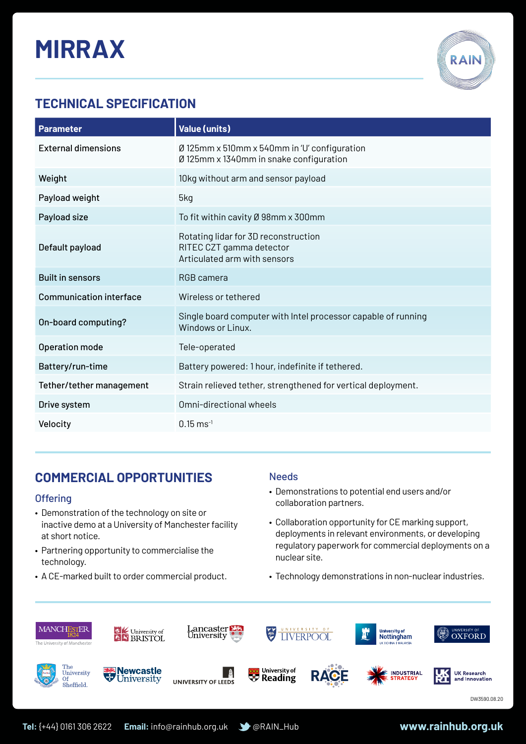# MIRRAX

## TECHNICAL SPECIFICATION

| Parameter | Value (units) |
|---|---|
| External dimensions | Ø 125mm x 510mm x 540mm in 'U' configuration<br>Ø 125mm x 1340mm in snake configuration |
| Weight | 10kg without arm and sensor payload |
| Payload weight | 5kg |
| Payload size | To fit within cavity Ø 98mm x 300mm |
| Default payload | Rotating lidar for 3D reconstruction<br>RITEC CZT gamma detector<br>Articulated arm with sensors |
| Built in sensors | RGB camera |
| Communication interface | Wireless or tethered |
| On-board computing? | Single board computer with Intel processor capable of running Windows or Linux. |
| Operation mode | Tele-operated |
| Battery/run-time | Battery powered: 1 hour, indefinite if tethered. |
| Tether/tether management | Strain relieved tether, strengthened for vertical deployment. |
| Drive system | Omni-directional wheels |
| Velocity | 0.15 $ms^{-1}$ |

## COMMERCIAL OPPORTUNITIES

### Offering

- Demonstration of the technology on site or inactive demo at a University of Manchester facility at short notice.
- Partnering opportunity to commercialise the technology.
- A CE-marked built to order commercial product.

### Needs

- Demonstrations to potential end users and/or collaboration partners.
- Collaboration opportunity for CE marking support, deployments in relevant environments, or developing regulatory paperwork for commercial deployments on a nuclear site.
- Technology demonstrations in non-nuclear industries.

DW3590.08.20

**Tel:** (+44) 0161 306 2622 **Email:** info@rainhub.org.uk @RAIN_Hub **www.rainhub.org.uk**